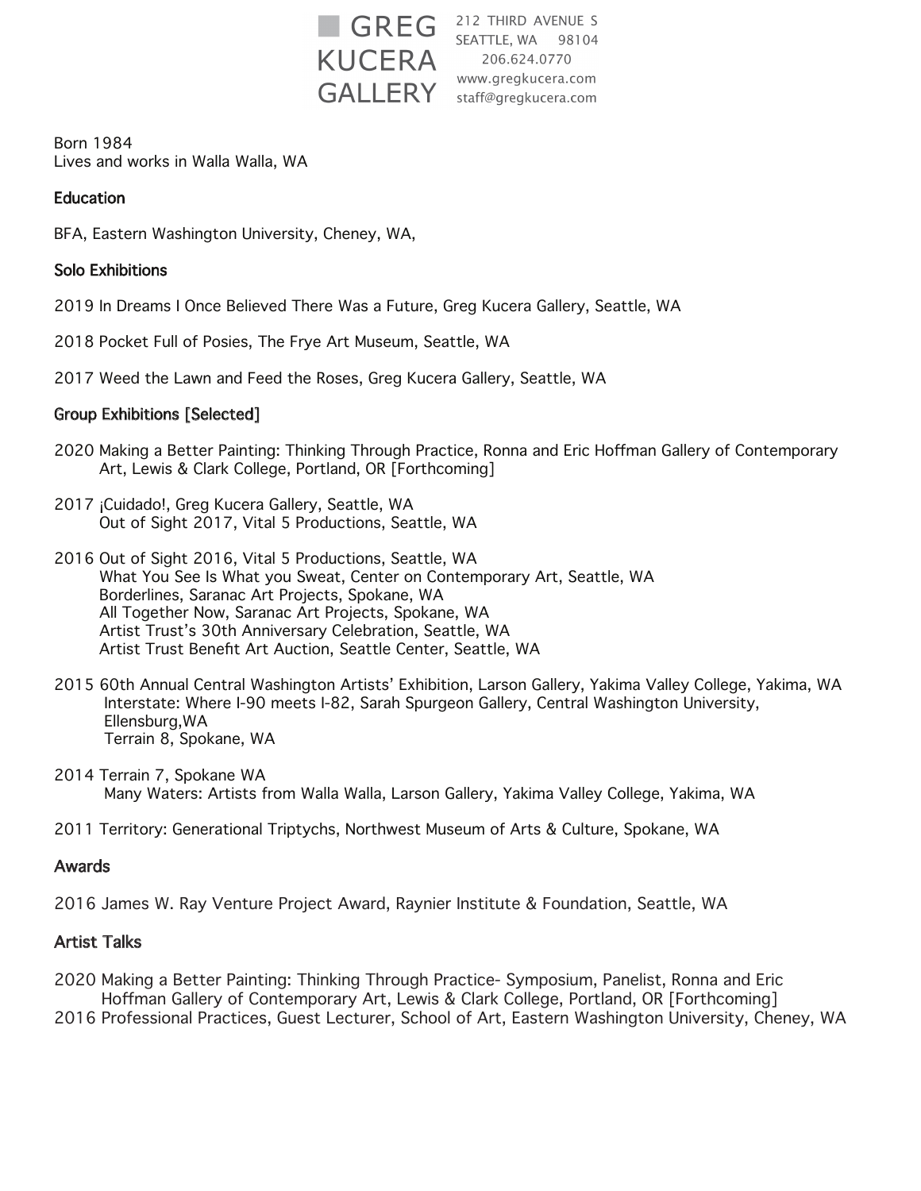GREG KUCERA GALLERY

212 THIRD AVENUE S
SEATTLE, WA 98104
206.624.0770
www.gregkucera.com
staff@gregkucera.com

Born 1984
Lives and works in Walla Walla, WA

## Education

BFA, Eastern Washington University, Cheney, WA,

## Solo Exhibitions

2019 In Dreams I Once Believed There Was a Future, Greg Kucera Gallery, Seattle, WA

2018 Pocket Full of Posies, The Frye Art Museum, Seattle, WA

2017 Weed the Lawn and Feed the Roses, Greg Kucera Gallery, Seattle, WA

## Group Exhibitions [Selected]

2020 Making a Better Painting: Thinking Through Practice, Ronna and Eric Hoffman Gallery of Contemporary Art, Lewis & Clark College, Portland, OR [Forthcoming]

2017 ¡Cuidado!, Greg Kucera Gallery, Seattle, WA
Out of Sight 2017, Vital 5 Productions, Seattle, WA

2016 Out of Sight 2016, Vital 5 Productions, Seattle, WA
What You See Is What you Sweat, Center on Contemporary Art, Seattle, WA
Borderlines, Saranac Art Projects, Spokane, WA
All Together Now, Saranac Art Projects, Spokane, WA
Artist Trust's 30th Anniversary Celebration, Seattle, WA
Artist Trust Benefit Art Auction, Seattle Center, Seattle, WA

2015 60th Annual Central Washington Artists' Exhibition, Larson Gallery, Yakima Valley College, Yakima, WA
Interstate: Where I-90 meets I-82, Sarah Spurgeon Gallery, Central Washington University, Ellensburg,WA
Terrain 8, Spokane, WA

2014 Terrain 7, Spokane WA
Many Waters: Artists from Walla Walla, Larson Gallery, Yakima Valley College, Yakima, WA

2011 Territory: Generational Triptychs, Northwest Museum of Arts & Culture, Spokane, WA

## Awards

2016 James W. Ray Venture Project Award, Raynier Institute & Foundation, Seattle, WA

## Artist Talks

2020 Making a Better Painting: Thinking Through Practice- Symposium, Panelist, Ronna and Eric Hoffman Gallery of Contemporary Art, Lewis & Clark College, Portland, OR [Forthcoming]
2016 Professional Practices, Guest Lecturer, School of Art, Eastern Washington University, Cheney, WA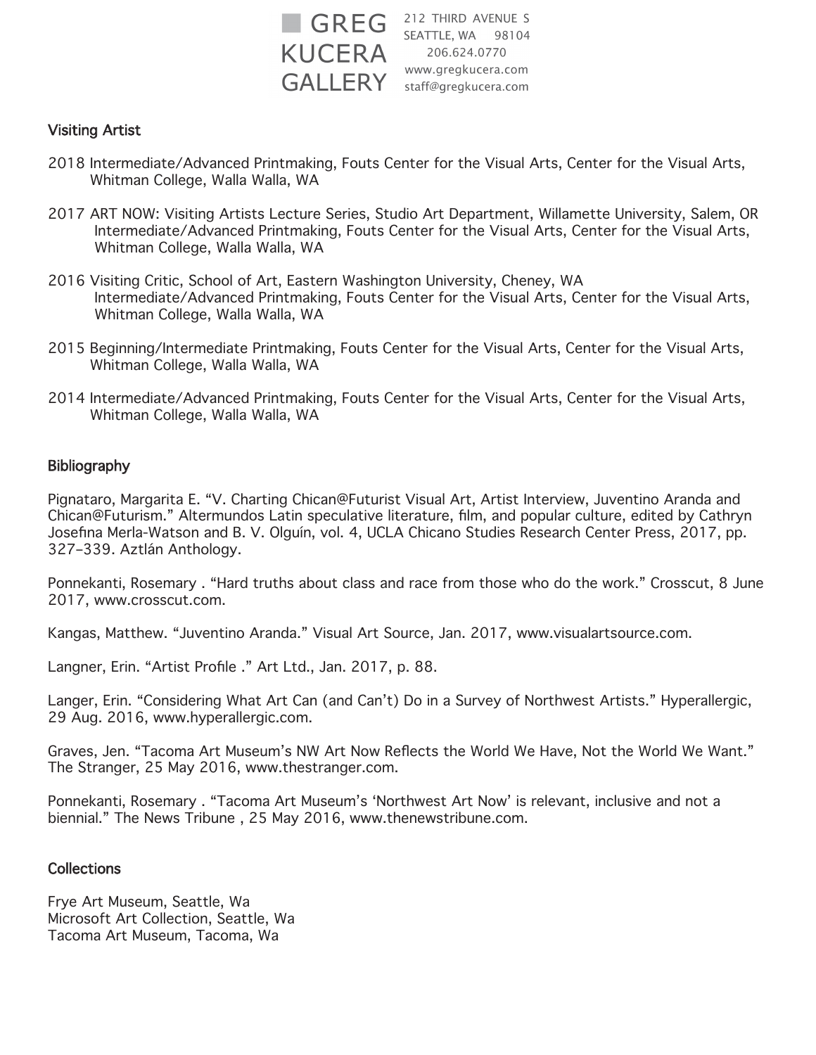## Visiting Artist

2018 Intermediate/Advanced Printmaking, Fouts Center for the Visual Arts, Center for the Visual Arts, Whitman College, Walla Walla, WA

2017 ART NOW: Visiting Artists Lecture Series, Studio Art Department, Willamette University, Salem, OR
Intermediate/Advanced Printmaking, Fouts Center for the Visual Arts, Center for the Visual Arts, Whitman College, Walla Walla, WA

2016 Visiting Critic, School of Art, Eastern Washington University, Cheney, WA
Intermediate/Advanced Printmaking, Fouts Center for the Visual Arts, Center for the Visual Arts, Whitman College, Walla Walla, WA

2015 Beginning/Intermediate Printmaking, Fouts Center for the Visual Arts, Center for the Visual Arts, Whitman College, Walla Walla, WA

2014 Intermediate/Advanced Printmaking, Fouts Center for the Visual Arts, Center for the Visual Arts, Whitman College, Walla Walla, WA

## Bibliography

Pignataro, Margarita E. "V. Charting Chican@Futurist Visual Art, Artist Interview, Juventino Aranda and Chican@Futurism." Altermundos Latin speculative literature, film, and popular culture, edited by Cathryn Josefina Merla-Watson and B. V. Olguín, vol. 4, UCLA Chicano Studies Research Center Press, 2017, pp. 327–339. Aztlán Anthology.

Ponnekanti, Rosemary . "Hard truths about class and race from those who do the work." Crosscut, 8 June 2017, www.crosscut.com.

Kangas, Matthew. "Juventino Aranda." Visual Art Source, Jan. 2017, www.visualartsource.com.

Langner, Erin. "Artist Profile ." Art Ltd., Jan. 2017, p. 88.

Langer, Erin. "Considering What Art Can (and Can't) Do in a Survey of Northwest Artists." Hyperallergic, 29 Aug. 2016, www.hyperallergic.com.

Graves, Jen. "Tacoma Art Museum's NW Art Now Reflects the World We Have, Not the World We Want." The Stranger, 25 May 2016, www.thestranger.com.

Ponnekanti, Rosemary . "Tacoma Art Museum's 'Northwest Art Now' is relevant, inclusive and not a biennial." The News Tribune , 25 May 2016, www.thenewstribune.com.

## Collections

Frye Art Museum, Seattle, Wa
Microsoft Art Collection, Seattle, Wa
Tacoma Art Museum, Tacoma, Wa